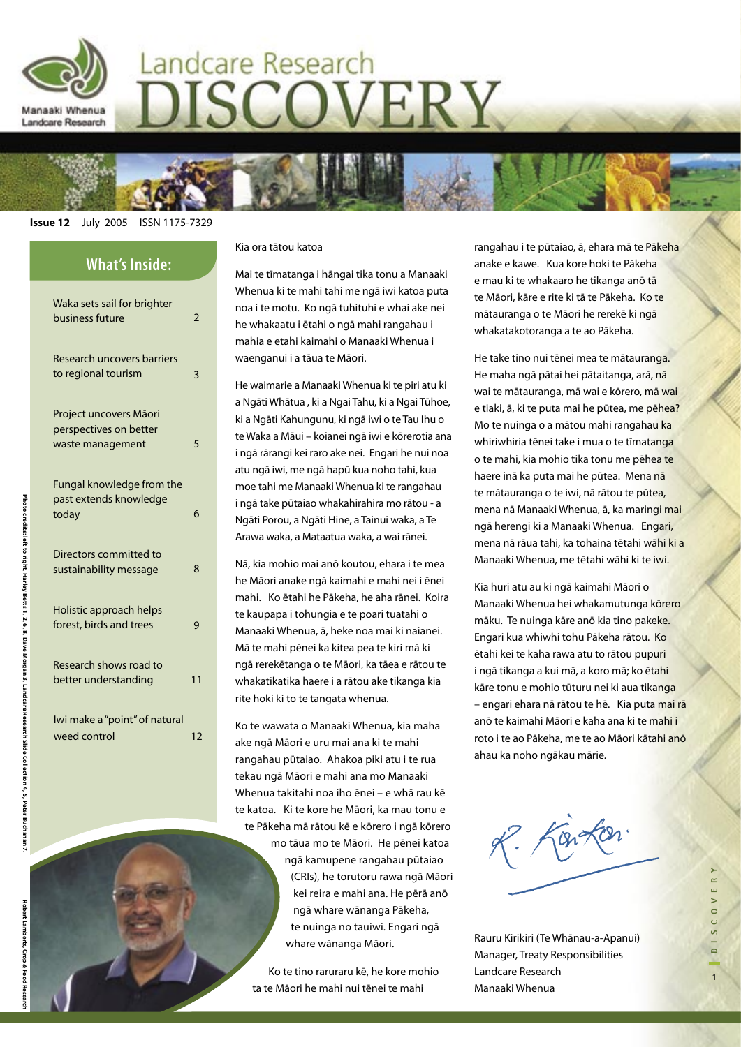# Landcare Research DISCOVERY

Manaaki Whenua Landcare Research

**Issue 12** July 2005 ISSN 1175-7329

## What's Inside:

| | |
|---|---|
| Waka sets sail for brighter business future | 2 |
| Research uncovers barriers to regional tourism | 3 |
| Project uncovers Māori perspectives on better waste management | 5 |
| Fungal knowledge from the past extends knowledge today | 6 |
| Directors committed to sustainability message | 8 |
| Holistic approach helps forest, birds and trees | 9 |
| Research shows road to better understanding | 11 |
| Iwi make a "point" of natural weed control | 12 |

Photo credits: left to right, Harley Betts 1, 2, 6, 8, Dave Morgan 3, Landcare Research Slide Collection 4, 5, Peter Buchanan 7, Robert Lamberts, Crop & Food Research

Kia ora tātou katoa

Mai te tīmatanga i hāngai tika tonu a Manaaki Whenua ki te mahi tahi me ngā iwi katoa puta noa i te motu. Ko ngā tuhituhi e whai ake nei he whakaatu i ētahi o ngā mahi rangahau i mahia e etahi kaimahi o Manaaki Whenua i waenganui i a tāua te Māori.

He waimarie a Manaaki Whenua ki te piri atu ki a Ngāti Whātua , ki a Ngai Tahu, ki a Ngai Tūhoe, ki a Ngāti Kahungunu, ki ngā iwi o te Tau Ihu o te Waka a Māui – koianei ngā iwi e kōrerotia ana i ngā rārangi kei raro ake nei. Engari he nui noa atu ngā iwi, me ngā hapū kua noho tahi, kua moe tahi me Manaaki Whenua ki te rangahau i ngā take pūtaiao whakahirahira mo rātou - a Ngāti Porou, a Ngāti Hine, a Tainui waka, a Te Arawa waka, a Mataatua waka, a wai rānei.

Nā, kia mohio mai anō koutou, ehara i te mea he Māori anake ngā kaimahi e mahi nei i ēnei mahi. Ko ētahi he Pākeha, he aha rānei. Koira te kaupapa i tohungia e te poari tuatahi o Manaaki Whenua, ā, heke noa mai ki naianei. Mā te mahi pēnei ka kitea pea te kiri mā ki ngā rerekētanga o te Māori, ka tāea e rātou te whakatikatika haere i a rātou ake tikanga kia rite hoki ki to te tangata whenua.

Ko te wawata o Manaaki Whenua, kia maha ake ngā Māori e uru mai ana ki te mahi rangahau pūtaiao. Ahakoa piki atu i te rua tekau ngā Māori e mahi ana mo Manaaki Whenua takitahi noa iho ēnei – e whā rau kē te katoa. Ki te kore he Māori, ka mau tonu e te Pākeha mā rātou kē e kōrero i ngā kōrero mo tāua mo te Māori. He pēnei katoa ngā kamupene rangahau pūtaiao (CRIs), he torutoru rawa ngā Māori kei reira e mahi ana. He pērā anō ngā whare wānanga Pākeha, te nuinga no tauiwi. Engari ngā whare wānanga Māori.

Ko te tino raruraru kē, he kore mohio ta te Māori he mahi nui tēnei te mahi rangahau i te pūtaiao, ā, ehara mā te Pākeha anake e kawe. Kua kore hoki te Pākeha e mau ki te whakaaro he tikanga anō tā te Māori, kāre e rite ki tā te Pākeha. Ko te mātauranga o te Māori he rerekē ki ngā whakatakotoranga a te ao Pākeha.

He take tino nui tēnei mea te mātauranga. He maha ngā pātai hei pātaitanga, arā, nā wai te mātauranga, mā wai e kōrero, mā wai e tiaki, ā, ki te puta mai he pūtea, me pēhea? Mo te nuinga o a mātou mahi rangahau ka whiriwhiria tēnei take i mua o te tīmatanga o te mahi, kia mohio tika tonu me pēhea te haere inā ka puta mai he pūtea. Mena nā te mātauranga o te iwi, nā rātou te pūtea, mena nā Manaaki Whenua, ā, ka maringi mai ngā herengi ki a Manaaki Whenua. Engari, mena nā rāua tahi, ka tohaina tētahi wāhi ki a Manaaki Whenua, me tētahi wāhi ki te iwi.

Kia huri atu au ki ngā kaimahi Māori o Manaaki Whenua hei whakamutunga kōrero māku. Te nuinga kāre anō kia tino pakeke. Engari kua whiwhi tohu Pākeha rātou. Ko ētahi kei te kaha rawa atu to rātou pupuri i ngā tikanga a kui mā, a koro mā; ko ētahi kāre tonu e mohio tūturu nei ki aua tikanga – engari ehara nā rātou te hē. Kia puta mai rā anō te kaimahi Māori e kaha ana ki te mahi i roto i te ao Pākeha, me te ao Māori kātahi anō ahau ka noho ngākau mārie.

R. Kirikiri

Rauru Kirikiri (Te Whānau-a-Apanui)
Manager, Treaty Responsibilities
Landcare Research
Manaaki Whenua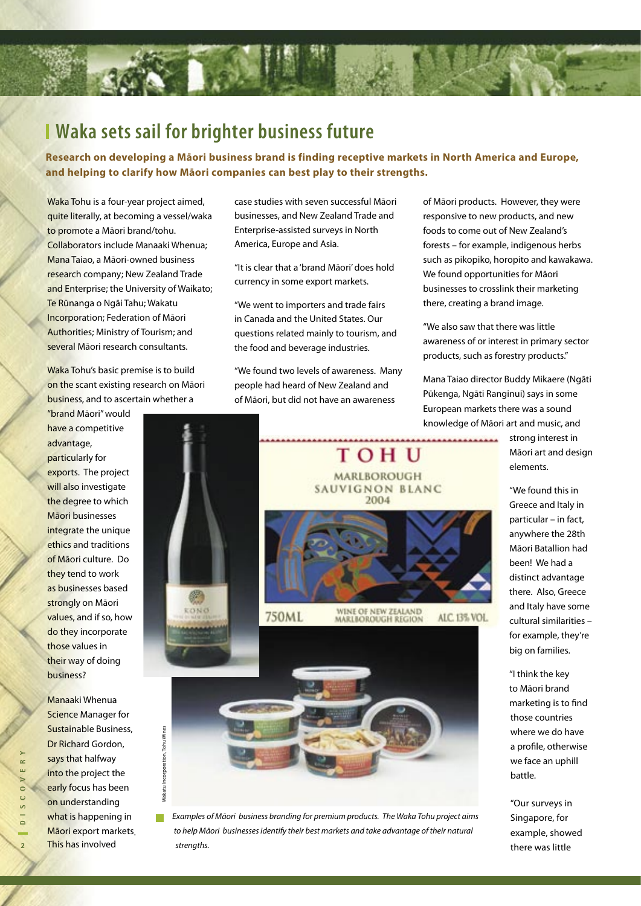# Waka sets sail for brighter business future

**Research on developing a Māori business brand is finding receptive markets in North America and Europe, and helping to clarify how Māori companies can best play to their strengths.**

Waka Tohu is a four-year project aimed, quite literally, at becoming a vessel/waka to promote a Māori brand/tohu. Collaborators include Manaaki Whenua; Mana Taiao, a Māori-owned business research company; New Zealand Trade and Enterprise; the University of Waikato; Te Rūnanga o Ngāi Tahu; Wakatu Incorporation; Federation of Māori Authorities; Ministry of Tourism; and several Māori research consultants.

Waka Tohu's basic premise is to build on the scant existing research on Māori business, and to ascertain whether a "brand Māori" would have a competitive advantage, particularly for exports. The project will also investigate the degree to which Māori businesses integrate the unique ethics and traditions of Māori culture. Do they tend to work as businesses based strongly on Māori values, and if so, how do they incorporate those values in their way of doing business?

Manaaki Whenua Science Manager for Sustainable Business, Dr Richard Gordon, says that halfway into the project the early focus has been on understanding what is happening in Māori export markets. This has involved case studies with seven successful Māori businesses, and New Zealand Trade and Enterprise-assisted surveys in North America, Europe and Asia.

"It is clear that a 'brand Māori' does hold currency in some export markets.

"We went to importers and trade fairs in Canada and the United States. Our questions related mainly to tourism, and the food and beverage industries.

"We found two levels of awareness. Many people had heard of New Zealand and of Māori, but did not have an awareness of Māori products. However, they were responsive to new products, and new foods to come out of New Zealand's forests – for example, indigenous herbs such as pikopiko, horopito and kawakawa. We found opportunities for Māori businesses to crosslink their marketing there, creating a brand image.

"We also saw that there was little awareness of or interest in primary sector products, such as forestry products."

Mana Taiao director Buddy Mikaere (Ngāti Pūkenga, Ngāti Ranginui) says in some European markets there was a sound knowledge of Māori art and music, and strong interest in Māori art and design elements.

"We found this in Greece and Italy in particular – in fact, anywhere the 28th Māori Batallion had been! We had a distinct advantage there. Also, Greece and Italy have some cultural similarities – for example, they're big on families.

"I think the key to Māori brand marketing is to find those countries where we do have a profile, otherwise we face an uphill battle.

"Our surveys in Singapore, for example, showed there was little

Wakatu Incorporation, Tohu Wines

*Examples of Māori business branding for premium products. The Waka Tohu project aims to help Māori businesses identify their best markets and take advantage of their natural strengths.*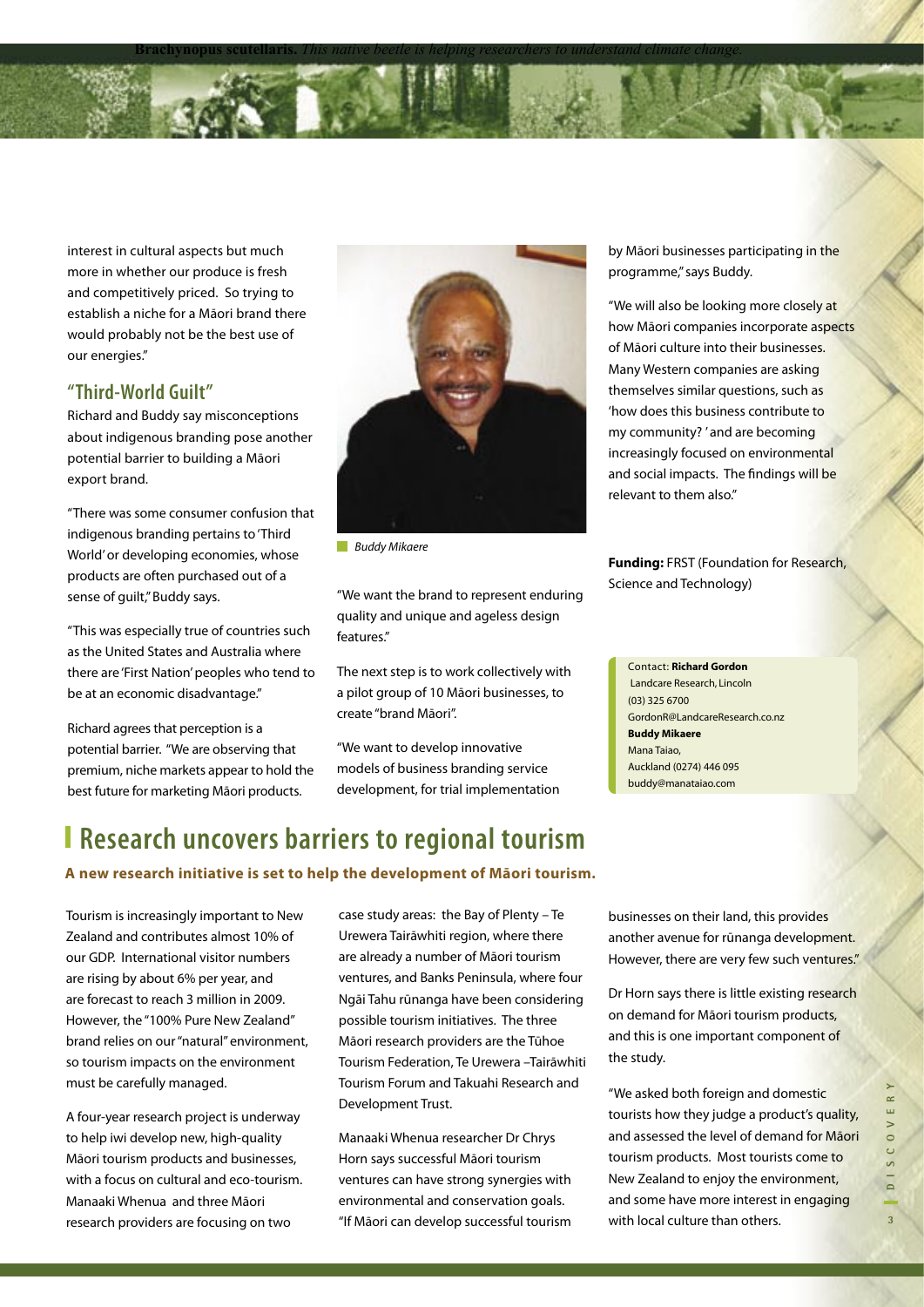interest in cultural aspects but much more in whether our produce is fresh and competitively priced. So trying to establish a niche for a Māori brand there would probably not be the best use of our energies."

### "Third-World Guilt"

Richard and Buddy say misconceptions about indigenous branding pose another potential barrier to building a Māori export brand.

"There was some consumer confusion that indigenous branding pertains to 'Third World' or developing economies, whose products are often purchased out of a sense of guilt," Buddy says.

"This was especially true of countries such as the United States and Australia where there are 'First Nation' peoples who tend to be at an economic disadvantage."

Richard agrees that perception is a potential barrier. "We are observing that premium, niche markets appear to hold the best future for marketing Māori products.

*Buddy Mikaere*

"We want the brand to represent enduring quality and unique and ageless design features."

The next step is to work collectively with a pilot group of 10 Māori businesses, to create "brand Māori".

"We want to develop innovative models of business branding service development, for trial implementation by Māori businesses participating in the programme," says Buddy.

"We will also be looking more closely at how Māori companies incorporate aspects of Māori culture into their businesses. Many Western companies are asking themselves similar questions, such as 'how does this business contribute to my community?' and are becoming increasingly focused on environmental and social impacts. The findings will be relevant to them also."

**Funding:** FRST (Foundation for Research, Science and Technology)

Contact: **Richard Gordon**
Landcare Research, Lincoln
(03) 325 6700
GordonR@LandcareResearch.co.nz
**Buddy Mikaere**
Mana Taiao,
Auckland (0274) 446 095
buddy@manataiao.com

## Research uncovers barriers to regional tourism

**A new research initiative is set to help the development of Māori tourism.**

Tourism is increasingly important to New Zealand and contributes almost 10% of our GDP. International visitor numbers are rising by about 6% per year, and are forecast to reach 3 million in 2009. However, the "100% Pure New Zealand" brand relies on our "natural" environment, so tourism impacts on the environment must be carefully managed.

A four-year research project is underway to help iwi develop new, high-quality Māori tourism products and businesses, with a focus on cultural and eco-tourism. Manaaki Whenua and three Māori research providers are focusing on two case study areas: the Bay of Plenty – Te Urewera Tairāwhiti region, where there are already a number of Māori tourism ventures, and Banks Peninsula, where four Ngāi Tahu rūnanga have been considering possible tourism initiatives. The three Māori research providers are the Tūhoe Tourism Federation, Te Urewera –Tairāwhiti Tourism Forum and Takuahi Research and Development Trust.

Manaaki Whenua researcher Dr Chrys Horn says successful Māori tourism ventures can have strong synergies with environmental and conservation goals. "If Māori can develop successful tourism businesses on their land, this provides another avenue for rūnanga development. However, there are very few such ventures."

Dr Horn says there is little existing research on demand for Māori tourism products, and this is one important component of the study.

"We asked both foreign and domestic tourists how they judge a product's quality, and assessed the level of demand for Māori tourism products. Most tourists come to New Zealand to enjoy the environment, and some have more interest in engaging with local culture than others.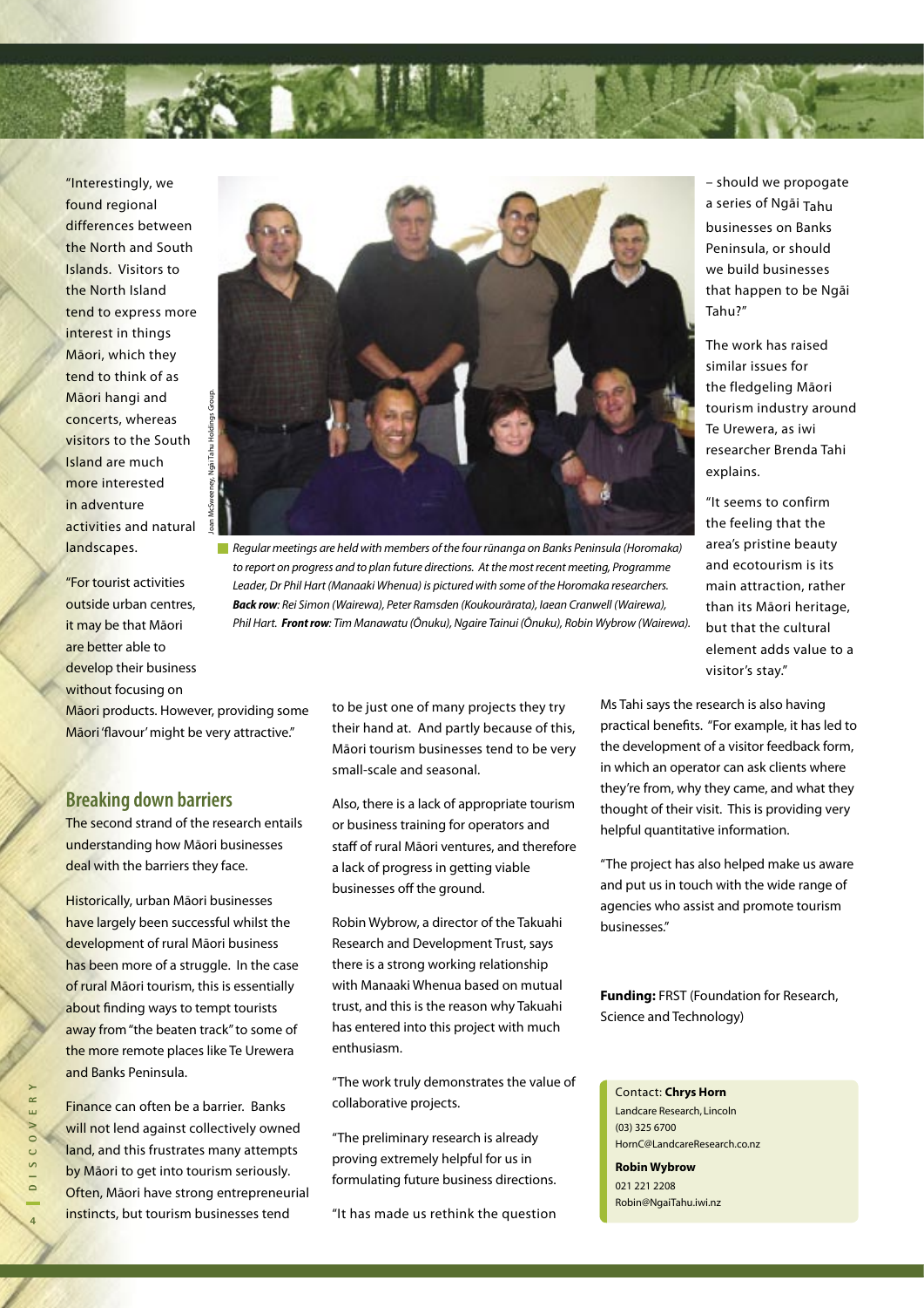"Interestingly, we found regional differences between the North and South Islands. Visitors to the North Island tend to express more interest in things Māori, which they tend to think of as Māori hangi and concerts, whereas visitors to the South Island are much more interested in adventure activities and natural landscapes.

"For tourist activities outside urban centres, it may be that Māori are better able to develop their business without focusing on Māori products. However, providing some Māori 'flavour' might be very attractive."

Regular meetings are held with members of the four rūnanga on Banks Peninsula (Horomaka) to report on progress and to plan future directions. At the most recent meeting, Programme Leader, Dr Phil Hart (Manaaki Whenua) is pictured with some of the Horomaka researchers. ***Back row***: *Rei Simon (Wairewa), Peter Ramsden (Koukourārata), Iaean Cranwell (Wairewa), Phil Hart.* ***Front row***: *Tim Manawatu (Ōnuku), Ngaire Tainui (Ōnuku), Robin Wybrow (Wairewa).*

Joan McSweeney, Ngāi Tahu Holdings Group.

## Breaking down barriers

The second strand of the research entails understanding how Māori businesses deal with the barriers they face.

Historically, urban Māori businesses have largely been successful whilst the development of rural Māori business has been more of a struggle. In the case of rural Māori tourism, this is essentially about finding ways to tempt tourists away from "the beaten track" to some of the more remote places like Te Urewera and Banks Peninsula.

Finance can often be a barrier. Banks will not lend against collectively owned land, and this frustrates many attempts by Māori to get into tourism seriously. Often, Māori have strong entrepreneurial instincts, but tourism businesses tend to be just one of many projects they try their hand at. And partly because of this, Māori tourism businesses tend to be very small-scale and seasonal.

Also, there is a lack of appropriate tourism or business training for operators and staff of rural Māori ventures, and therefore a lack of progress in getting viable businesses off the ground.

Robin Wybrow, a director of the Takuahi Research and Development Trust, says there is a strong working relationship with Manaaki Whenua based on mutual trust, and this is the reason why Takuahi has entered into this project with much enthusiasm.

"The work truly demonstrates the value of collaborative projects.

"The preliminary research is already proving extremely helpful for us in formulating future business directions.

"It has made us rethink the question – should we propogate a series of Ngāi Tahu businesses on Banks Peninsula, or should we build businesses that happen to be Ngāi Tahu?"

The work has raised similar issues for the fledgeling Māori tourism industry around Te Urewera, as iwi researcher Brenda Tahi explains.

"It seems to confirm the feeling that the area's pristine beauty and ecotourism is its main attraction, rather than its Māori heritage, but that the cultural element adds value to a visitor's stay."

Ms Tahi says the research is also having practical benefits. "For example, it has led to the development of a visitor feedback form, in which an operator can ask clients where they're from, why they came, and what they thought of their visit. This is providing very helpful quantitative information.

"The project has also helped make us aware and put us in touch with the wide range of agencies who assist and promote tourism businesses."

**Funding:** FRST (Foundation for Research, Science and Technology)

Contact: **Chrys Horn**
Landcare Research, Lincoln
(03) 325 6700
HornC@LandcareResearch.co.nz

**Robin Wybrow**
021 221 2208
Robin@NgaiTahu.iwi.nz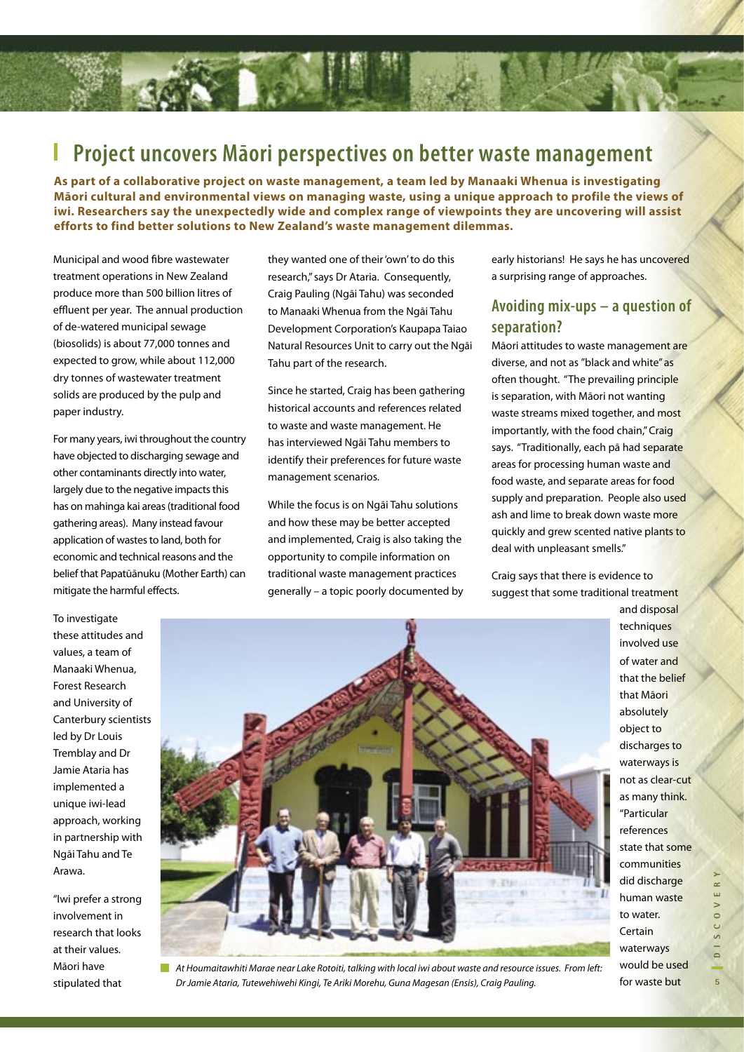# Project uncovers Māori perspectives on better waste management

**As part of a collaborative project on waste management, a team led by Manaaki Whenua is investigating Māori cultural and environmental views on managing waste, using a unique approach to profile the views of iwi. Researchers say the unexpectedly wide and complex range of viewpoints they are uncovering will assist efforts to find better solutions to New Zealand's waste management dilemmas.**

Municipal and wood fibre wastewater treatment operations in New Zealand produce more than 500 billion litres of effluent per year. The annual production of de-watered municipal sewage (biosolids) is about 77,000 tonnes and expected to grow, while about 112,000 dry tonnes of wastewater treatment solids are produced by the pulp and paper industry.

For many years, iwi throughout the country have objected to discharging sewage and other contaminants directly into water, largely due to the negative impacts this has on mahinga kai areas (traditional food gathering areas). Many instead favour application of wastes to land, both for economic and technical reasons and the belief that Papatūānuku (Mother Earth) can mitigate the harmful effects.

To investigate these attitudes and values, a team of Manaaki Whenua, Forest Research and University of Canterbury scientists led by Dr Louis Tremblay and Dr Jamie Ataria has implemented a unique iwi-lead approach, working in partnership with Ngāi Tahu and Te Arawa.

"Iwi prefer a strong involvement in research that looks at their values. Māori have stipulated that they wanted one of their 'own' to do this research," says Dr Ataria. Consequently, Craig Pauling (Ngāi Tahu) was seconded to Manaaki Whenua from the Ngāi Tahu Development Corporation's Kaupapa Taiao Natural Resources Unit to carry out the Ngāi Tahu part of the research.

Since he started, Craig has been gathering historical accounts and references related to waste and waste management. He has interviewed Ngāi Tahu members to identify their preferences for future waste management scenarios.

While the focus is on Ngāi Tahu solutions and how these may be better accepted and implemented, Craig is also taking the opportunity to compile information on traditional waste management practices generally – a topic poorly documented by early historians! He says he has uncovered a surprising range of approaches.

## Avoiding mix-ups – a question of separation?

Māori attitudes to waste management are diverse, and not as "black and white" as often thought. "The prevailing principle is separation, with Māori not wanting waste streams mixed together, and most importantly, with the food chain," Craig says. "Traditionally, each pā had separate areas for processing human waste and food waste, and separate areas for food supply and preparation. People also used ash and lime to break down waste more quickly and grew scented native plants to deal with unpleasant smells."

Craig says that there is evidence to suggest that some traditional treatment and disposal techniques involved use of water and that the belief that Māori absolutely object to discharges to waterways is not as clear-cut as many think. "Particular references state that some communities did discharge human waste to water. Certain waterways would be used for waste but

*At Houmaitawhiti Marae near Lake Rotoiti, talking with local iwi about waste and resource issues. From left: Dr Jamie Ataria, Tutewehiwehi Kingi, Te Ariki Morehu, Guna Magesan (Ensis), Craig Pauling.*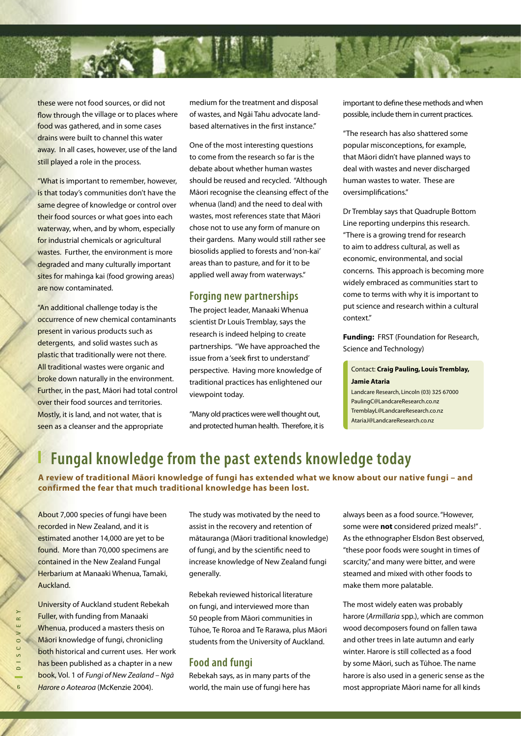these were not food sources, or did not flow through the village or to places where food was gathered, and in some cases drains were built to channel this water away. In all cases, however, use of the land still played a role in the process.

"What is important to remember, however, is that today's communities don't have the same degree of knowledge or control over their food sources or what goes into each waterway, when, and by whom, especially for industrial chemicals or agricultural wastes. Further, the environment is more degraded and many culturally important sites for mahinga kai (food growing areas) are now contaminated.

"An additional challenge today is the occurrence of new chemical contaminants present in various products such as detergents, and solid wastes such as plastic that traditionally were not there. All traditional wastes were organic and broke down naturally in the environment. Further, in the past, Māori had total control over their food sources and territories. Mostly, it is land, and not water, that is seen as a cleanser and the appropriate medium for the treatment and disposal of wastes, and Ngāi Tahu advocate land-based alternatives in the first instance."

One of the most interesting questions to come from the research so far is the debate about whether human wastes should be reused and recycled. "Although Māori recognise the cleansing effect of the whenua (land) and the need to deal with wastes, most references state that Māori chose not to use any form of manure on their gardens. Many would still rather see biosolids applied to forests and 'non-kai' areas than to pasture, and for it to be applied well away from waterways."

## Forging new partnerships

The project leader, Manaaki Whenua scientist Dr Louis Tremblay, says the research is indeed helping to create partnerships. "We have approached the issue from a 'seek first to understand' perspective. Having more knowledge of traditional practices has enlightened our viewpoint today.

"Many old practices were well thought out, and protected human health. Therefore, it is important to define these methods and when possible, include them in current practices.

"The research has also shattered some popular misconceptions, for example, that Māori didn't have planned ways to deal with wastes and never discharged human wastes to water. These are oversimplifications."

Dr Tremblay says that Quadruple Bottom Line reporting underpins this research. "There is a growing trend for research to aim to address cultural, as well as economic, environmental, and social concerns. This approach is becoming more widely embraced as communities start to come to terms with why it is important to put science and research within a cultural context."

**Funding:** FRST (Foundation for Research, Science and Technology)

Contact: **Craig Pauling, Louis Tremblay, Jamie Ataria**
Landcare Research, Lincoln (03) 325 67000
PaulingC@LandcareResearch.co.nz
TremblayL@LandcareResearch.co.nz
AtariaJ@LandcareResearch.co.nz

# Fungal knowledge from the past extends knowledge today

**A review of traditional Māori knowledge of fungi has extended what we know about our native fungi – and confirmed the fear that much traditional knowledge has been lost.**

About 7,000 species of fungi have been recorded in New Zealand, and it is estimated another 14,000 are yet to be found. More than 70,000 specimens are contained in the New Zealand Fungal Herbarium at Manaaki Whenua, Tamaki, Auckland.

University of Auckland student Rebekah Fuller, with funding from Manaaki Whenua, produced a masters thesis on Māori knowledge of fungi, chronicling both historical and current uses. Her work has been published as a chapter in a new book, Vol. 1 of *Fungi of New Zealand – Ngā Harore o Aotearoa* (McKenzie 2004).

The study was motivated by the need to assist in the recovery and retention of mātauranga (Māori traditional knowledge) of fungi, and by the scientific need to increase knowledge of New Zealand fungi generally.

Rebekah reviewed historical literature on fungi, and interviewed more than 50 people from Māori communities in Tūhoe, Te Roroa and Te Rarawa, plus Māori students from the University of Auckland.

## Food and fungi

Rebekah says, as in many parts of the world, the main use of fungi here has always been as a food source. "However, some were **not** considered prized meals!". As the ethnographer Elsdon Best observed, "these poor foods were sought in times of scarcity," and many were bitter, and were steamed and mixed with other foods to make them more palatable.

The most widely eaten was probably harore (*Armillaria* spp.), which are common wood decomposers found on fallen tawa and other trees in late autumn and early winter. Harore is still collected as a food by some Māori, such as Tūhoe. The name harore is also used in a generic sense as the most appropriate Māori name for all kinds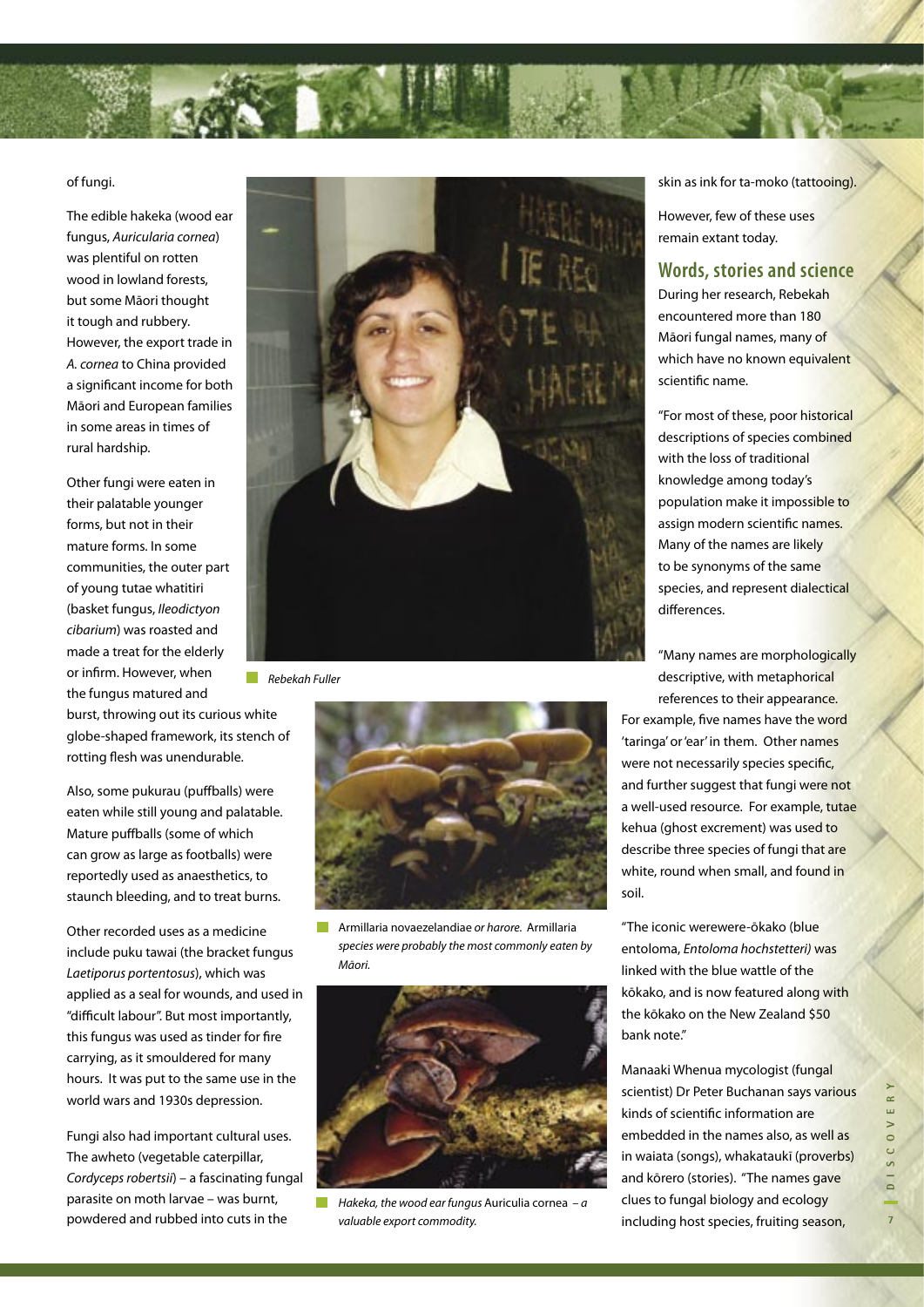of fungi.

The edible hakeka (wood ear fungus, *Auricularia cornea*) was plentiful on rotten wood in lowland forests, but some Māori thought it tough and rubbery. However, the export trade in *A. cornea* to China provided a significant income for both Māori and European families in some areas in times of rural hardship.

Other fungi were eaten in their palatable younger forms, but not in their mature forms. In some communities, the outer part of young tutae whatitiri (basket fungus, *Ileodictyon cibarium*) was roasted and made a treat for the elderly or infirm. However, when the fungus matured and burst, throwing out its curious white globe-shaped framework, its stench of rotting flesh was unendurable.

Also, some pukurau (puffballs) were eaten while still young and palatable. Mature puffballs (some of which can grow as large as footballs) were reportedly used as anaesthetics, to staunch bleeding, and to treat burns.

Other recorded uses as a medicine include puku tawai (the bracket fungus *Laetiporus portentosus*), which was applied as a seal for wounds, and used in "difficult labour". But most importantly, this fungus was used as tinder for fire carrying, as it smouldered for many hours. It was put to the same use in the world wars and 1930s depression.

Fungi also had important cultural uses. The awheto (vegetable caterpillar, *Cordyceps robertsii*) – a fascinating fungal parasite on moth larvae – was burnt, powdered and rubbed into cuts in the skin as ink for ta-moko (tattooing).

However, few of these uses remain extant today.

*Rebekah Fuller*

Armillaria novaezelandiae *or harore.* Armillaria *species were probably the most commonly eaten by Māori.*

*Hakeka, the wood ear fungus* Auriculia cornea *– a valuable export commodity.*

## Words, stories and science

During her research, Rebekah encountered more than 180 Māori fungal names, many of which have no known equivalent scientific name.

"For most of these, poor historical descriptions of species combined with the loss of traditional knowledge among today's population make it impossible to assign modern scientific names. Many of the names are likely to be synonyms of the same species, and represent dialectical differences.

"Many names are morphologically descriptive, with metaphorical references to their appearance. For example, five names have the word 'taringa' or 'ear' in them. Other names were not necessarily species specific, and further suggest that fungi were not a well-used resource. For example, tutae kehua (ghost excrement) was used to describe three species of fungi that are white, round when small, and found in soil.

"The iconic werewere-ōkako (blue entoloma, *Entoloma hochstetteri)* was linked with the blue wattle of the kōkako, and is now featured along with the kōkako on the New Zealand $50 bank note."

Manaaki Whenua mycologist (fungal scientist) Dr Peter Buchanan says various kinds of scientific information are embedded in the names also, as well as in waiata (songs), whakataukī (proverbs) and kōrero (stories). "The names gave clues to fungal biology and ecology including host species, fruiting season,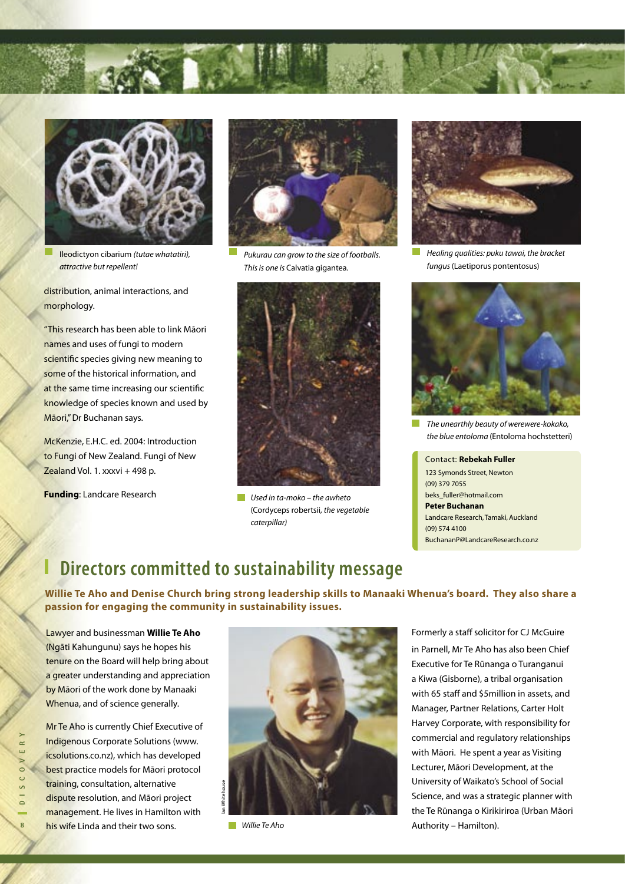Ileodictyon cibarium *(tutae whatatiri), attractive but repellent!*

distribution, animal interactions, and morphology.

"This research has been able to link Māori names and uses of fungi to modern scientific species giving new meaning to some of the historical information, and at the same time increasing our scientific knowledge of species known and used by Māori," Dr Buchanan says.

McKenzie, E.H.C. ed. 2004: Introduction to Fungi of New Zealand. Fungi of New Zealand Vol. 1. xxxvi + 498 p.

**Funding**: Landcare Research

*Pukurau can grow to the size of footballs. This is one is* Calvatia gigantea.

*Used in ta-moko – the awheto* (Cordyceps robertsii, *the vegetable caterpillar)*

*Healing qualities: puku tawai, the bracket fungus* (Laetiporus pontentosus)

*The unearthly beauty of werewere-kokako, the blue entoloma* (Entoloma hochstetteri)

Contact: **Rebekah Fuller**
123 Symonds Street, Newton
(09) 379 7055
beks_fuller@hotmail.com
**Peter Buchanan**
Landcare Research, Tamaki, Auckland
(09) 574 4100
BuchananP@LandcareResearch.co.nz

## Directors committed to sustainability message

**Willie Te Aho and Denise Church bring strong leadership skills to Manaaki Whenua's board. They also share a passion for engaging the community in sustainability issues.**

Lawyer and businessman **Willie Te Aho** (Ngāti Kahungunu) says he hopes his tenure on the Board will help bring about a greater understanding and appreciation by Māori of the work done by Manaaki Whenua, and of science generally.

Mr Te Aho is currently Chief Executive of Indigenous Corporate Solutions (www.icsolutions.co.nz), which has developed best practice models for Māori protocol training, consultation, alternative dispute resolution, and Māori project management. He lives in Hamilton with his wife Linda and their two sons.

Ian Whitehouse

*Willie Te Aho*

Formerly a staff solicitor for CJ McGuire in Parnell, Mr Te Aho has also been Chief Executive for Te Rūnanga o Turanganui a Kiwa (Gisborne), a tribal organisation with 65 staff and $5million in assets, and Manager, Partner Relations, Carter Holt Harvey Corporate, with responsibility for commercial and regulatory relationships with Māori. He spent a year as Visiting Lecturer, Māori Development, at the University of Waikato's School of Social Science, and was a strategic planner with the Te Rūnanga o Kirikiriroa (Urban Māori Authority – Hamilton).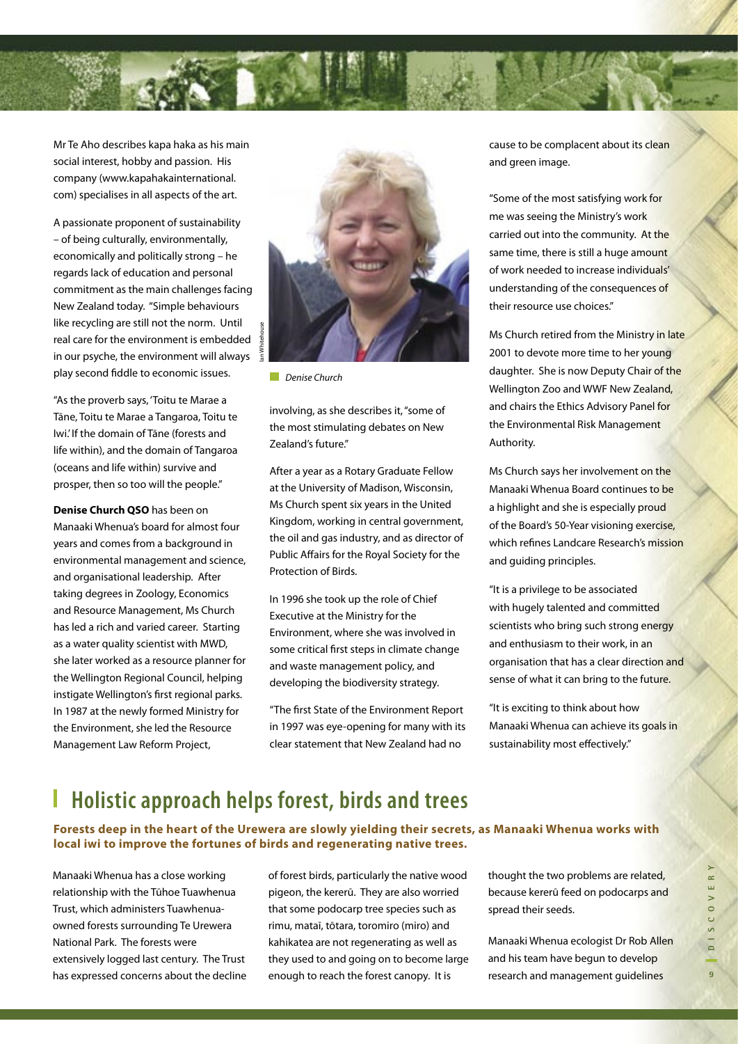Mr Te Aho describes kapa haka as his main social interest, hobby and passion. His company (www.kapahakainternational.com) specialises in all aspects of the art.

A passionate proponent of sustainability – of being culturally, environmentally, economically and politically strong – he regards lack of education and personal commitment as the main challenges facing New Zealand today. "Simple behaviours like recycling are still not the norm. Until real care for the environment is embedded in our psyche, the environment will always play second fiddle to economic issues.

"As the proverb says, 'Toitu te Marae a Tāne, Toitu te Marae a Tangaroa, Toitu te Iwi.' If the domain of Tāne (forests and life within), and the domain of Tangaroa (oceans and life within) survive and prosper, then so too will the people."

**Denise Church QSO** has been on Manaaki Whenua's board for almost four years and comes from a background in environmental management and science, and organisational leadership. After taking degrees in Zoology, Economics and Resource Management, Ms Church has led a rich and varied career. Starting as a water quality scientist with MWD, she later worked as a resource planner for the Wellington Regional Council, helping instigate Wellington's first regional parks. In 1987 at the newly formed Ministry for the Environment, she led the Resource Management Law Reform Project,

Ian Whitehouse

*Denise Church*

involving, as she describes it, "some of the most stimulating debates on New Zealand's future."

After a year as a Rotary Graduate Fellow at the University of Madison, Wisconsin, Ms Church spent six years in the United Kingdom, working in central government, the oil and gas industry, and as director of Public Affairs for the Royal Society for the Protection of Birds.

In 1996 she took up the role of Chief Executive at the Ministry for the Environment, where she was involved in some critical first steps in climate change and waste management policy, and developing the biodiversity strategy.

"The first State of the Environment Report in 1997 was eye-opening for many with its clear statement that New Zealand had no cause to be complacent about its clean and green image.

"Some of the most satisfying work for me was seeing the Ministry's work carried out into the community. At the same time, there is still a huge amount of work needed to increase individuals' understanding of the consequences of their resource use choices."

Ms Church retired from the Ministry in late 2001 to devote more time to her young daughter. She is now Deputy Chair of the Wellington Zoo and WWF New Zealand, and chairs the Ethics Advisory Panel for the Environmental Risk Management Authority.

Ms Church says her involvement on the Manaaki Whenua Board continues to be a highlight and she is especially proud of the Board's 50-Year visioning exercise, which refines Landcare Research's mission and guiding principles.

"It is a privilege to be associated with hugely talented and committed scientists who bring such strong energy and enthusiasm to their work, in an organisation that has a clear direction and sense of what it can bring to the future.

"It is exciting to think about how Manaaki Whenua can achieve its goals in sustainability most effectively."

## Holistic approach helps forest, birds and trees

**Forests deep in the heart of the Urewera are slowly yielding their secrets, as Manaaki Whenua works with local iwi to improve the fortunes of birds and regenerating native trees.**

Manaaki Whenua has a close working relationship with the Tūhoe Tuawhenua Trust, which administers Tuawhenua-owned forests surrounding Te Urewera National Park. The forests were extensively logged last century. The Trust has expressed concerns about the decline of forest birds, particularly the native wood pigeon, the kererū. They are also worried that some podocarp tree species such as rimu, mataī, tōtara, toromiro (miro) and kahikatea are not regenerating as well as they used to and going on to become large enough to reach the forest canopy. It is thought the two problems are related, because kererū feed on podocarps and spread their seeds.

Manaaki Whenua ecologist Dr Rob Allen and his team have begun to develop research and management guidelines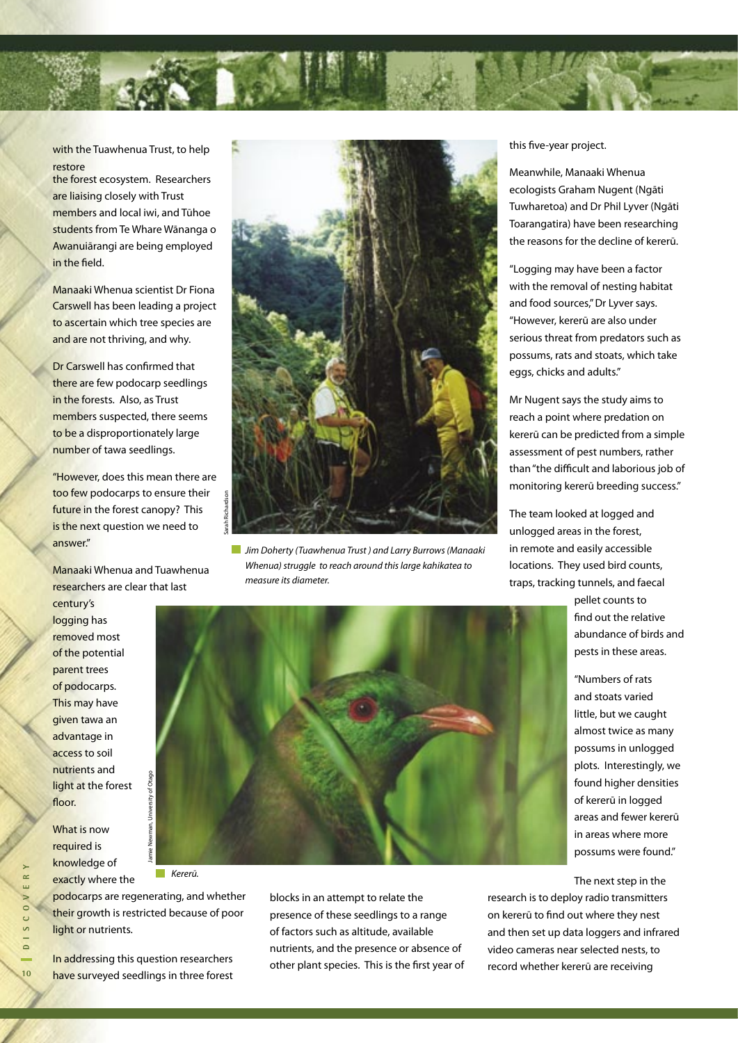with the Tuawhenua Trust, to help restore the forest ecosystem. Researchers are liaising closely with Trust members and local iwi, and Tūhoe students from Te Whare Wānanga o Awanuiārangi are being employed in the field.

Manaaki Whenua scientist Dr Fiona Carswell has been leading a project to ascertain which tree species are and are not thriving, and why.

Dr Carswell has confirmed that there are few podocarp seedlings in the forests. Also, as Trust members suspected, there seems to be a disproportionately large number of tawa seedlings.

"However, does this mean there are too few podocarps to ensure their future in the forest canopy? This is the next question we need to answer."

Manaaki Whenua and Tuawhenua researchers are clear that last century's logging has removed most of the potential parent trees of podocarps. This may have given tawa an advantage in access to soil nutrients and light at the forest floor.

What is now required is knowledge of exactly where the podocarps are regenerating, and whether their growth is restricted because of poor light or nutrients.

In addressing this question researchers have surveyed seedlings in three forest blocks in an attempt to relate the presence of these seedlings to a range of factors such as altitude, available nutrients, and the presence or absence of other plant species. This is the first year of this five-year project.

*Jim Doherty (Tuawhenua Trust ) and Larry Burrows (Manaaki Whenua) struggle to reach around this large kahikatea to measure its diameter.*

*Kererū.*

Meanwhile, Manaaki Whenua ecologists Graham Nugent (Ngāti Tuwharetoa) and Dr Phil Lyver (Ngāti Toarangatira) have been researching the reasons for the decline of kererū.

"Logging may have been a factor with the removal of nesting habitat and food sources," Dr Lyver says. "However, kererū are also under serious threat from predators such as possums, rats and stoats, which take eggs, chicks and adults."

Mr Nugent says the study aims to reach a point where predation on kererū can be predicted from a simple assessment of pest numbers, rather than "the difficult and laborious job of monitoring kererū breeding success."

The team looked at logged and unlogged areas in the forest, in remote and easily accessible locations. They used bird counts, traps, tracking tunnels, and faecal pellet counts to find out the relative abundance of birds and pests in these areas.

"Numbers of rats and stoats varied little, but we caught almost twice as many possums in unlogged plots. Interestingly, we found higher densities of kererū in logged areas and fewer kererū in areas where more possums were found."

The next step in the research is to deploy radio transmitters on kererū to find out where they nest and then set up data loggers and infrared video cameras near selected nests, to record whether kererū are receiving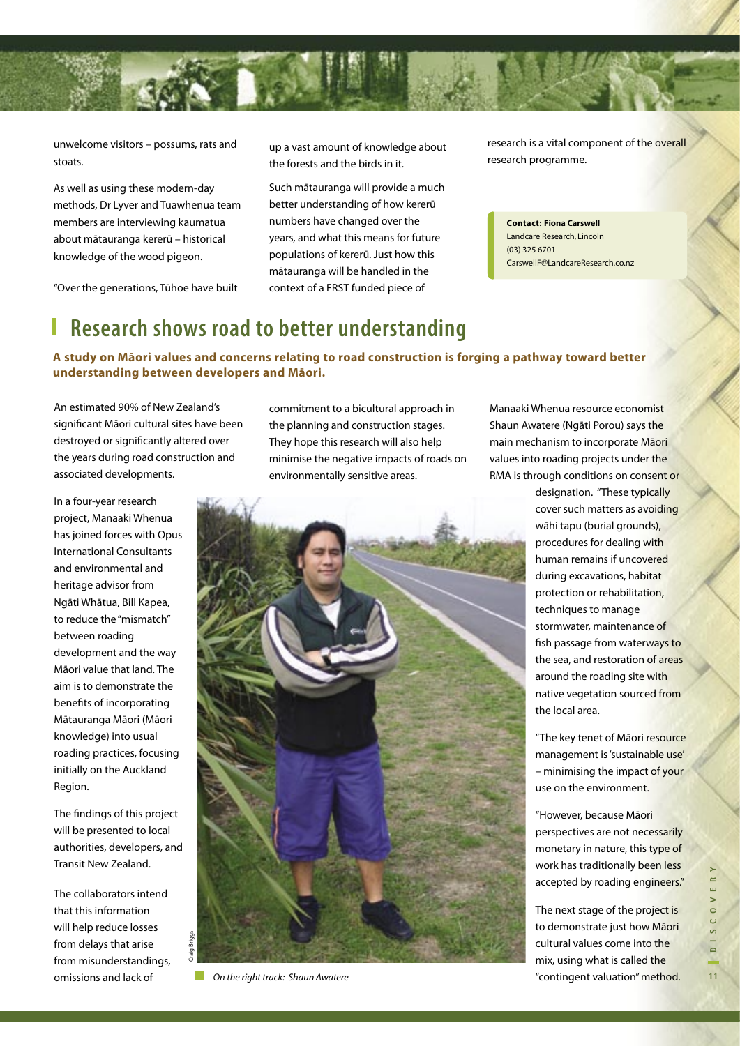unwelcome visitors – possums, rats and stoats.

As well as using these modern-day methods, Dr Lyver and Tuawhenua team members are interviewing kaumatua about mātauranga kererū – historical knowledge of the wood pigeon.

"Over the generations, Tūhoe have built up a vast amount of knowledge about the forests and the birds in it.

Such mātauranga will provide a much better understanding of how kererū numbers have changed over the years, and what this means for future populations of kererū. Just how this mātauranga will be handled in the context of a FRST funded piece of research is a vital component of the overall research programme.

**Contact: Fiona Carswell**
Landcare Research, Lincoln
(03) 325 6701
CarswellF@LandcareResearch.co.nz

## Research shows road to better understanding

**A study on Māori values and concerns relating to road construction is forging a pathway toward better understanding between developers and Māori.**

An estimated 90% of New Zealand's significant Māori cultural sites have been destroyed or significantly altered over the years during road construction and associated developments.

In a four-year research project, Manaaki Whenua has joined forces with Opus International Consultants and environmental and heritage advisor from Ngāti Whātua, Bill Kapea, to reduce the "mismatch" between roading development and the way Māori value that land. The aim is to demonstrate the benefits of incorporating Mātauranga Māori (Māori knowledge) into usual roading practices, focusing initially on the Auckland Region.

The findings of this project will be presented to local authorities, developers, and Transit New Zealand.

The collaborators intend that this information will help reduce losses from delays that arise from misunderstandings, omissions and lack of commitment to a bicultural approach in the planning and construction stages. They hope this research will also help minimise the negative impacts of roads on environmentally sensitive areas.

*On the right track: Shaun Awatere*

Manaaki Whenua resource economist Shaun Awatere (Ngāti Porou) says the main mechanism to incorporate Māori values into roading projects under the RMA is through conditions on consent or designation. "These typically cover such matters as avoiding wāhi tapu (burial grounds), procedures for dealing with human remains if uncovered during excavations, habitat protection or rehabilitation, techniques to manage stormwater, maintenance of fish passage from waterways to the sea, and restoration of areas around the roading site with native vegetation sourced from the local area.

"The key tenet of Māori resource management is 'sustainable use' – minimising the impact of your use on the environment.

"However, because Māori perspectives are not necessarily monetary in nature, this type of work has traditionally been less accepted by roading engineers."

The next stage of the project is to demonstrate just how Māori cultural values come into the mix, using what is called the "contingent valuation" method.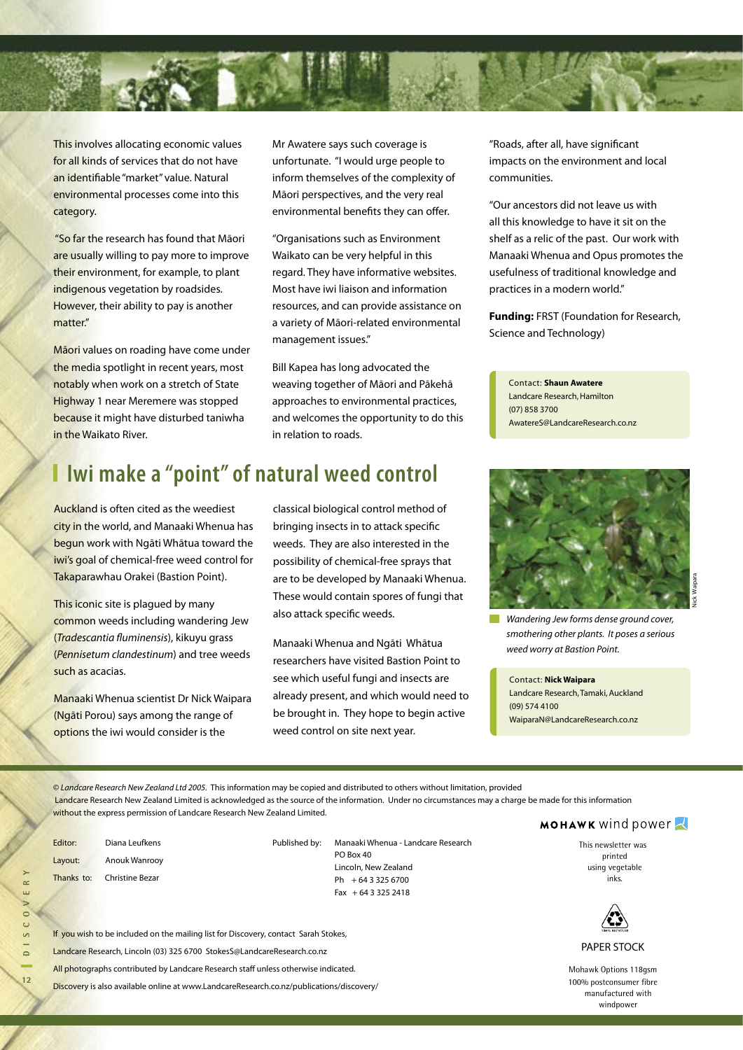This involves allocating economic values for all kinds of services that do not have an identifiable "market" value. Natural environmental processes come into this category.

"So far the research has found that Māori are usually willing to pay more to improve their environment, for example, to plant indigenous vegetation by roadsides. However, their ability to pay is another matter."

Māori values on roading have come under the media spotlight in recent years, most notably when work on a stretch of State Highway 1 near Meremere was stopped because it might have disturbed taniwha in the Waikato River.

Mr Awatere says such coverage is unfortunate. "I would urge people to inform themselves of the complexity of Māori perspectives, and the very real environmental benefits they can offer.

"Organisations such as Environment Waikato can be very helpful in this regard. They have informative websites. Most have iwi liaison and information resources, and can provide assistance on a variety of Māori-related environmental management issues."

Bill Kapea has long advocated the weaving together of Māori and Pākehā approaches to environmental practices, and welcomes the opportunity to do this in relation to roads.

"Roads, after all, have significant impacts on the environment and local communities.

"Our ancestors did not leave us with all this knowledge to have it sit on the shelf as a relic of the past. Our work with Manaaki Whenua and Opus promotes the usefulness of traditional knowledge and practices in a modern world."

**Funding:** FRST (Foundation for Research, Science and Technology)

Contact: **Shaun Awatere**
Landcare Research, Hamilton
(07) 858 3700
AwatereS@LandcareResearch.co.nz

## Iwi make a "point" of natural weed control

Auckland is often cited as the weediest city in the world, and Manaaki Whenua has begun work with Ngāti Whātua toward the iwi's goal of chemical-free weed control for Takaparawhau Orakei (Bastion Point).

This iconic site is plagued by many common weeds including wandering Jew (*Tradescantia fluminensis*), kikuyu grass (*Pennisetum clandestinum*) and tree weeds such as acacias.

Manaaki Whenua scientist Dr Nick Waipara (Ngāti Porou) says among the range of options the iwi would consider is the classical biological control method of bringing insects in to attack specific weeds. They are also interested in the possibility of chemical-free sprays that are to be developed by Manaaki Whenua. These would contain spores of fungi that also attack specific weeds.

Manaaki Whenua and Ngāti Whātua researchers have visited Bastion Point to see which useful fungi and insects are already present, and which would need to be brought in. They hope to begin active weed control on site next year.

Nick Waipara

*Wandering Jew forms dense ground cover, smothering other plants. It poses a serious weed worry at Bastion Point.*

Contact: **Nick Waipara**
Landcare Research, Tamaki, Auckland
(09) 574 4100
WaiparaN@LandcareResearch.co.nz

© *Landcare Research New Zealand Ltd 2005*. This information may be copied and distributed to others without limitation, provided Landcare Research New Zealand Limited is acknowledged as the source of the information. Under no circumstances may a charge be made for this information without the express permission of Landcare Research New Zealand Limited.

Editor: Diana Leufkens
Layout: Anouk Wanrooy
Thanks to: Christine Bezar

Published by: Manaaki Whenua - Landcare Research
PO Box 40
Lincoln, New Zealand
Ph + 64 3 325 6700
Fax + 64 3 325 2418

MOHAWK wind power

This newsletter was printed using vegetable inks.

PAPER STOCK

Mohawk Options 118gsm
100% postconsumer fibre manufactured with windpower

If you wish to be included on the mailing list for Discovery, contact Sarah Stokes, Landcare Research, Lincoln (03) 325 6700 StokesS@LandcareResearch.co.nz

All photographs contributed by Landcare Research staff unless otherwise indicated.

Discovery is also available online at www.LandcareResearch.co.nz/publications/discovery/